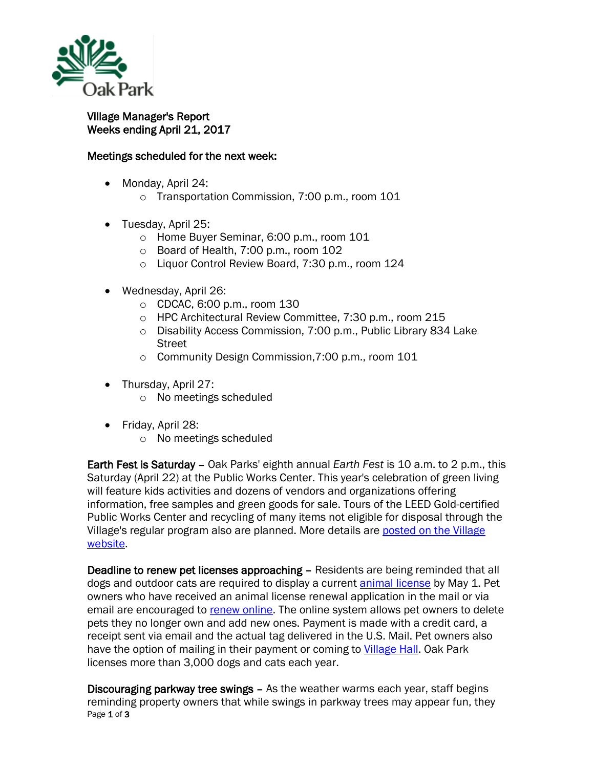Village Manager's Report
Weeks ending April 21, 2017

**Meetings scheduled for the next week:**

- Monday, April 24:
  - Transportation Commission, 7:00 p.m., room 101

- Tuesday, April 25:
  - Home Buyer Seminar, 6:00 p.m., room 101
  - Board of Health, 7:00 p.m., room 102
  - Liquor Control Review Board, 7:30 p.m., room 124

- Wednesday, April 26:
  - CDCAC, 6:00 p.m., room 130
  - HPC Architectural Review Committee, 7:30 p.m., room 215
  - Disability Access Commission, 7:00 p.m., Public Library 834 Lake Street
  - Community Design Commission,7:00 p.m., room 101

- Thursday, April 27:
  - No meetings scheduled

- Friday, April 28:
  - No meetings scheduled

**Earth Fest is Saturday** – Oak Parks' eighth annual *Earth Fest* is 10 a.m. to 2 p.m., this Saturday (April 22) at the Public Works Center. This year's celebration of green living will feature kids activities and dozens of vendors and organizations offering information, free samples and green goods for sale. Tours of the LEED Gold-certified Public Works Center and recycling of many items not eligible for disposal through the Village's regular program also are planned. More details are posted on the Village website.

**Deadline to renew pet licenses approaching** – Residents are being reminded that all dogs and outdoor cats are required to display a current animal license by May 1. Pet owners who have received an animal license renewal application in the mail or via email are encouraged to renew online. The online system allows pet owners to delete pets they no longer own and add new ones. Payment is made with a credit card, a receipt sent via email and the actual tag delivered in the U.S. Mail. Pet owners also have the option of mailing in their payment or coming to Village Hall. Oak Park licenses more than 3,000 dogs and cats each year.

**Discouraging parkway tree swings** – As the weather warms each year, staff begins reminding property owners that while swings in parkway trees may appear fun, they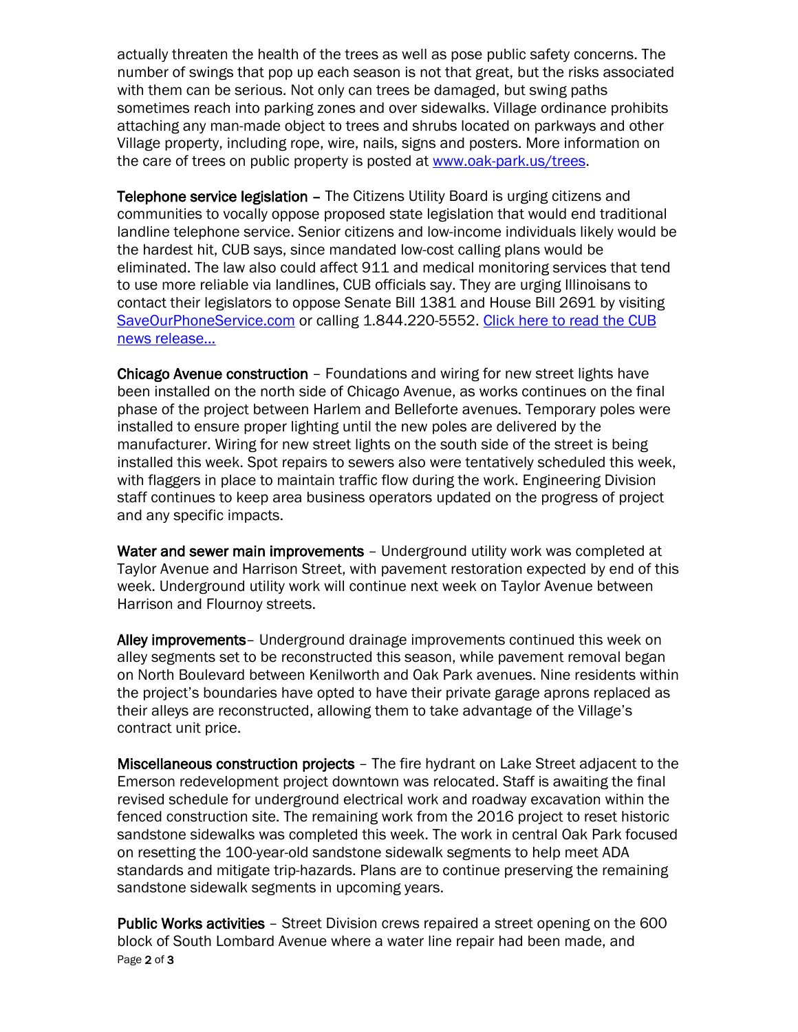actually threaten the health of the trees as well as pose public safety concerns. The number of swings that pop up each season is not that great, but the risks associated with them can be serious. Not only can trees be damaged, but swing paths sometimes reach into parking zones and over sidewalks. Village ordinance prohibits attaching any man-made object to trees and shrubs located on parkways and other Village property, including rope, wire, nails, signs and posters. More information on the care of trees on public property is posted at [www.oak-park.us/trees](www.oak-park.us/trees).

**Telephone service legislation** – The Citizens Utility Board is urging citizens and communities to vocally oppose proposed state legislation that would end traditional landline telephone service. Senior citizens and low-income individuals likely would be the hardest hit, CUB says, since mandated low-cost calling plans would be eliminated. The law also could affect 911 and medical monitoring services that tend to use more reliable via landlines, CUB officials say. They are urging Illinoisans to contact their legislators to oppose Senate Bill 1381 and House Bill 2691 by visiting [SaveOurPhoneService.com](SaveOurPhoneService.com) or calling 1.844.220-5552. Click here to read the CUB news release…

**Chicago Avenue construction** – Foundations and wiring for new street lights have been installed on the north side of Chicago Avenue, as works continues on the final phase of the project between Harlem and Belleforte avenues. Temporary poles were installed to ensure proper lighting until the new poles are delivered by the manufacturer. Wiring for new street lights on the south side of the street is being installed this week. Spot repairs to sewers also were tentatively scheduled this week, with flaggers in place to maintain traffic flow during the work. Engineering Division staff continues to keep area business operators updated on the progress of project and any specific impacts.

**Water and sewer main improvements** – Underground utility work was completed at Taylor Avenue and Harrison Street, with pavement restoration expected by end of this week. Underground utility work will continue next week on Taylor Avenue between Harrison and Flournoy streets.

**Alley improvements**– Underground drainage improvements continued this week on alley segments set to be reconstructed this season, while pavement removal began on North Boulevard between Kenilworth and Oak Park avenues. Nine residents within the project's boundaries have opted to have their private garage aprons replaced as their alleys are reconstructed, allowing them to take advantage of the Village's contract unit price.

**Miscellaneous construction projects** – The fire hydrant on Lake Street adjacent to the Emerson redevelopment project downtown was relocated. Staff is awaiting the final revised schedule for underground electrical work and roadway excavation within the fenced construction site. The remaining work from the 2016 project to reset historic sandstone sidewalks was completed this week. The work in central Oak Park focused on resetting the 100-year-old sandstone sidewalk segments to help meet ADA standards and mitigate trip-hazards. Plans are to continue preserving the remaining sandstone sidewalk segments in upcoming years.

**Public Works activities** – Street Division crews repaired a street opening on the 600 block of South Lombard Avenue where a water line repair had been made, and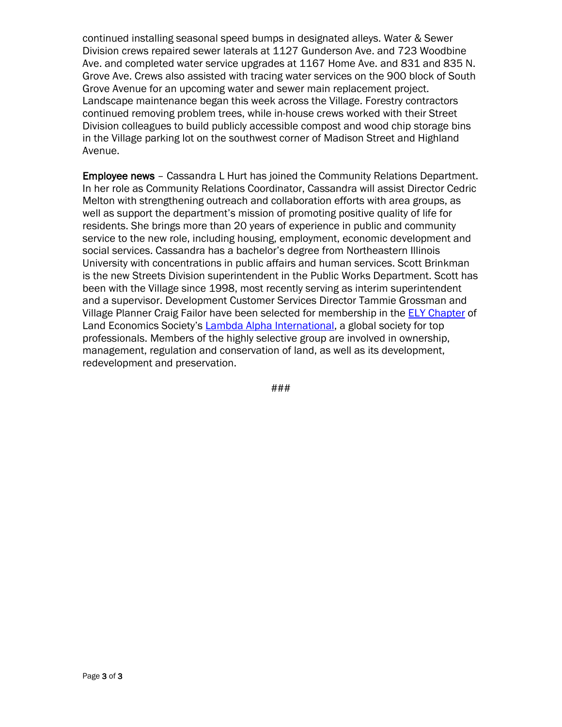continued installing seasonal speed bumps in designated alleys. Water & Sewer Division crews repaired sewer laterals at 1127 Gunderson Ave. and 723 Woodbine Ave. and completed water service upgrades at 1167 Home Ave. and 831 and 835 N. Grove Ave. Crews also assisted with tracing water services on the 900 block of South Grove Avenue for an upcoming water and sewer main replacement project. Landscape maintenance began this week across the Village. Forestry contractors continued removing problem trees, while in-house crews worked with their Street Division colleagues to build publicly accessible compost and wood chip storage bins in the Village parking lot on the southwest corner of Madison Street and Highland Avenue.

**Employee news** – Cassandra L Hurt has joined the Community Relations Department. In her role as Community Relations Coordinator, Cassandra will assist Director Cedric Melton with strengthening outreach and collaboration efforts with area groups, as well as support the department's mission of promoting positive quality of life for residents. She brings more than 20 years of experience in public and community service to the new role, including housing, employment, economic development and social services. Cassandra has a bachelor's degree from Northeastern Illinois University with concentrations in public affairs and human services. Scott Brinkman is the new Streets Division superintendent in the Public Works Department. Scott has been with the Village since 1998, most recently serving as interim superintendent and a supervisor. Development Customer Services Director Tammie Grossman and Village Planner Craig Failor have been selected for membership in the ELY Chapter of Land Economics Society's Lambda Alpha International, a global society for top professionals. Members of the highly selective group are involved in ownership, management, regulation and conservation of land, as well as its development, redevelopment and preservation.

###